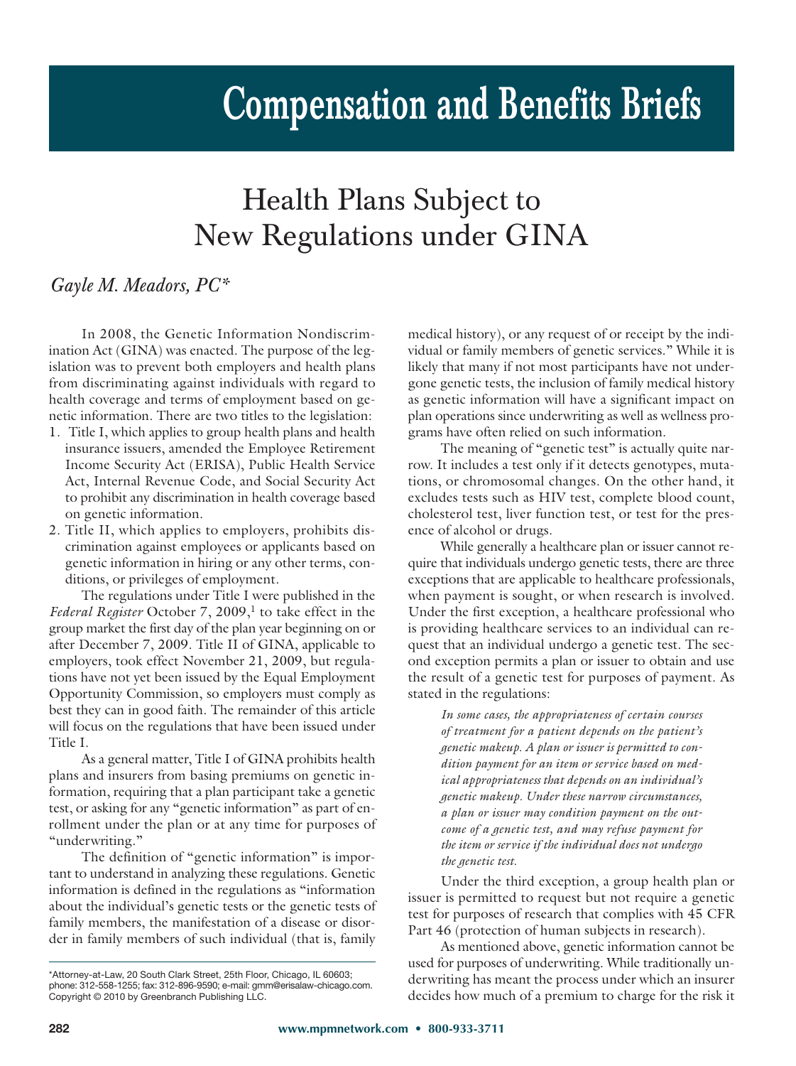# Compensation and Benefits Briefs

## Health Plans Subject to New Regulations under GINA

*Gayle M. Meadors, PC**

In 2008, the Genetic Information Nondiscrimination Act (GINA) was enacted. The purpose of the legislation was to prevent both employers and health plans from discriminating against individuals with regard to health coverage and terms of employment based on genetic information. There are two titles to the legislation:

1. Title I, which applies to group health plans and health insurance issuers, amended the Employee Retirement Income Security Act (ERISA), Public Health Service Act, Internal Revenue Code, and Social Security Act to prohibit any discrimination in health coverage based on genetic information.
2. Title II, which applies to employers, prohibits discrimination against employees or applicants based on genetic information in hiring or any other terms, conditions, or privileges of employment.

The regulations under Title I were published in the *Federal Register* October 7, 2009,[1] to take effect in the group market the first day of the plan year beginning on or after December 7, 2009. Title II of GINA, applicable to employers, took effect November 21, 2009, but regulations have not yet been issued by the Equal Employment Opportunity Commission, so employers must comply as best they can in good faith. The remainder of this article will focus on the regulations that have been issued under Title I.

As a general matter, Title I of GINA prohibits health plans and insurers from basing premiums on genetic information, requiring that a plan participant take a genetic test, or asking for any "genetic information" as part of enrollment under the plan or at any time for purposes of "underwriting."

The definition of "genetic information" is important to understand in analyzing these regulations. Genetic information is defined in the regulations as "information about the individual's genetic tests or the genetic tests of family members, the manifestation of a disease or disorder in family members of such individual (that is, family medical history), or any request of or receipt by the individual or family members of genetic services." While it is likely that many if not most participants have not undergone genetic tests, the inclusion of family medical history as genetic information will have a significant impact on plan operations since underwriting as well as wellness programs have often relied on such information.

The meaning of "genetic test" is actually quite narrow. It includes a test only if it detects genotypes, mutations, or chromosomal changes. On the other hand, it excludes tests such as HIV test, complete blood count, cholesterol test, liver function test, or test for the presence of alcohol or drugs.

While generally a healthcare plan or issuer cannot require that individuals undergo genetic tests, there are three exceptions that are applicable to healthcare professionals, when payment is sought, or when research is involved. Under the first exception, a healthcare professional who is providing healthcare services to an individual can request that an individual undergo a genetic test. The second exception permits a plan or issuer to obtain and use the result of a genetic test for purposes of payment. As stated in the regulations:

> *In some cases, the appropriateness of certain courses of treatment for a patient depends on the patient's genetic makeup. A plan or issuer is permitted to condition payment for an item or service based on medical appropriateness that depends on an individual's genetic makeup. Under these narrow circumstances, a plan or issuer may condition payment on the outcome of a genetic test, and may refuse payment for the item or service if the individual does not undergo the genetic test.*

Under the third exception, a group health plan or issuer is permitted to request but not require a genetic test for purposes of research that complies with 45 CFR Part 46 (protection of human subjects in research).

As mentioned above, genetic information cannot be used for purposes of underwriting. While traditionally underwriting has meant the process under which an insurer decides how much of a premium to charge for the risk it

---

*Attorney-at-Law, 20 South Clark Street, 25th Floor, Chicago, IL 60603; phone: 312-558-1255; fax: 312-896-9590; e-mail: gmm@erisalaw-chicago.com. Copyright © 2010 by Greenbranch Publishing LLC.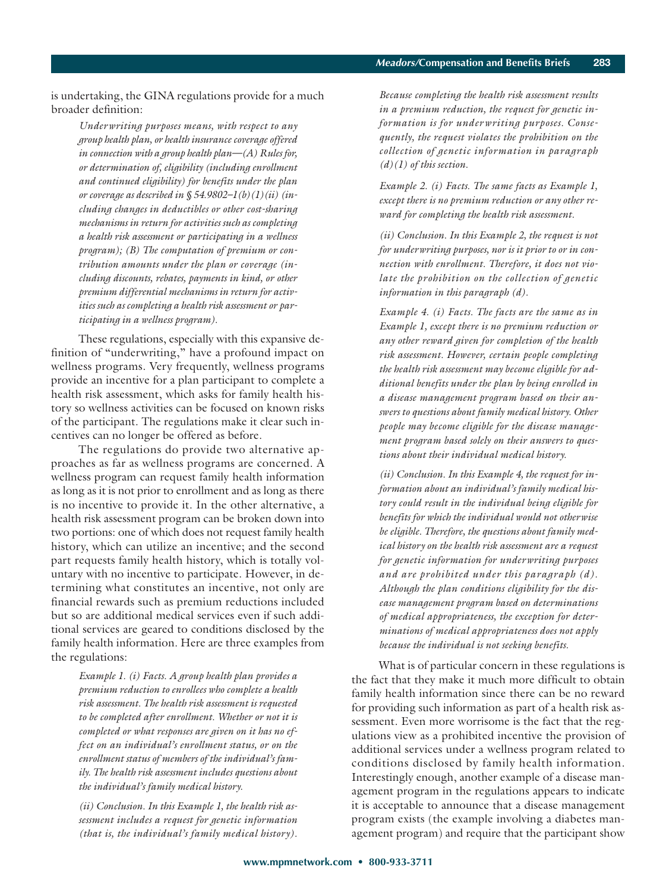is undertaking, the GINA regulations provide for a much broader definition:

> *Underwriting purposes means, with respect to any group health plan, or health insurance coverage offered in connection with a group health plan—(A) Rules for, or determination of, eligibility (including enrollment and continued eligibility) for benefits under the plan or coverage as described in § 54.9802–1(b)(1)(ii) (including changes in deductibles or other cost-sharing mechanisms in return for activities such as completing a health risk assessment or participating in a wellness program); (B) The computation of premium or contribution amounts under the plan or coverage (including discounts, rebates, payments in kind, or other premium differential mechanisms in return for activities such as completing a health risk assessment or participating in a wellness program).*

These regulations, especially with this expansive definition of "underwriting," have a profound impact on wellness programs. Very frequently, wellness programs provide an incentive for a plan participant to complete a health risk assessment, which asks for family health history so wellness activities can be focused on known risks of the participant. The regulations make it clear such incentives can no longer be offered as before.

The regulations do provide two alternative approaches as far as wellness programs are concerned. A wellness program can request family health information as long as it is not prior to enrollment and as long as there is no incentive to provide it. In the other alternative, a health risk assessment program can be broken down into two portions: one of which does not request family health history, which can utilize an incentive; and the second part requests family health history, which is totally voluntary with no incentive to participate. However, in determining what constitutes an incentive, not only are financial rewards such as premium reductions included but so are additional medical services even if such additional services are geared to conditions disclosed by the family health information. Here are three examples from the regulations:

> *Example 1. (i) Facts. A group health plan provides a premium reduction to enrollees who complete a health risk assessment. The health risk assessment is requested to be completed after enrollment. Whether or not it is completed or what responses are given on it has no effect on an individual's enrollment status, or on the enrollment status of members of the individual's family. The health risk assessment includes questions about the individual's family medical history.*
>
> *(ii) Conclusion. In this Example 1, the health risk assessment includes a request for genetic information (that is, the individual's family medical history). Because completing the health risk assessment results in a premium reduction, the request for genetic information is for underwriting purposes. Consequently, the request violates the prohibition on the collection of genetic information in paragraph (d)(1) of this section.*
>
> *Example 2. (i) Facts. The same facts as Example 1, except there is no premium reduction or any other reward for completing the health risk assessment.*
>
> *(ii) Conclusion. In this Example 2, the request is not for underwriting purposes, nor is it prior to or in connection with enrollment. Therefore, it does not violate the prohibition on the collection of genetic information in this paragraph (d).*
>
> *Example 4. (i) Facts. The facts are the same as in Example 1, except there is no premium reduction or any other reward given for completion of the health risk assessment. However, certain people completing the health risk assessment may become eligible for additional benefits under the plan by being enrolled in a disease management program based on their answers to questions about family medical history. Other people may become eligible for the disease management program based solely on their answers to questions about their individual medical history.*
>
> *(ii) Conclusion. In this Example 4, the request for information about an individual's family medical history could result in the individual being eligible for benefits for which the individual would not otherwise be eligible. Therefore, the questions about family medical history on the health risk assessment are a request for genetic information for underwriting purposes and are prohibited under this paragraph (d). Although the plan conditions eligibility for the disease management program based on determinations of medical appropriateness, the exception for determinations of medical appropriateness does not apply because the individual is not seeking benefits.*

What is of particular concern in these regulations is the fact that they make it much more difficult to obtain family health information since there can be no reward for providing such information as part of a health risk assessment. Even more worrisome is the fact that the regulations view as a prohibited incentive the provision of additional services under a wellness program related to conditions disclosed by family health information. Interestingly enough, another example of a disease management program in the regulations appears to indicate it is acceptable to announce that a disease management program exists (the example involving a diabetes management program) and require that the participant show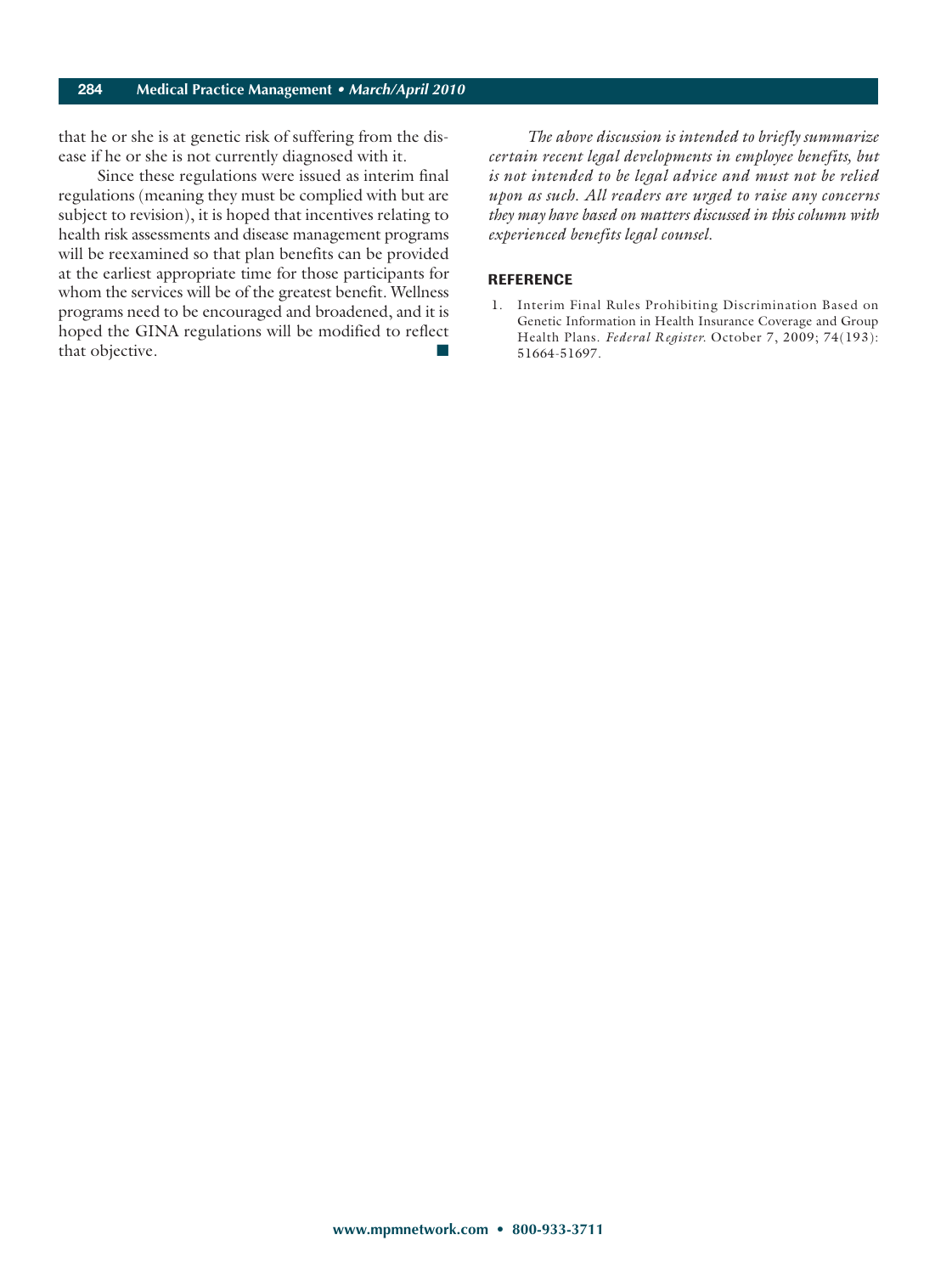that he or she is at genetic risk of suffering from the disease if he or she is not currently diagnosed with it.

Since these regulations were issued as interim final regulations (meaning they must be complied with but are subject to revision), it is hoped that incentives relating to health risk assessments and disease management programs will be reexamined so that plan benefits can be provided at the earliest appropriate time for those participants for whom the services will be of the greatest benefit. Wellness programs need to be encouraged and broadened, and it is hoped the GINA regulations will be modified to reflect that objective. ■

*The above discussion is intended to briefly summarize certain recent legal developments in employee benefits, but is not intended to be legal advice and must not be relied upon as such. All readers are urged to raise any concerns they may have based on matters discussed in this column with experienced benefits legal counsel.*

## REFERENCE

1. Interim Final Rules Prohibiting Discrimination Based on Genetic Information in Health Insurance Coverage and Group Health Plans. *Federal Register*. October 7, 2009; 74(193): 51664-51697.